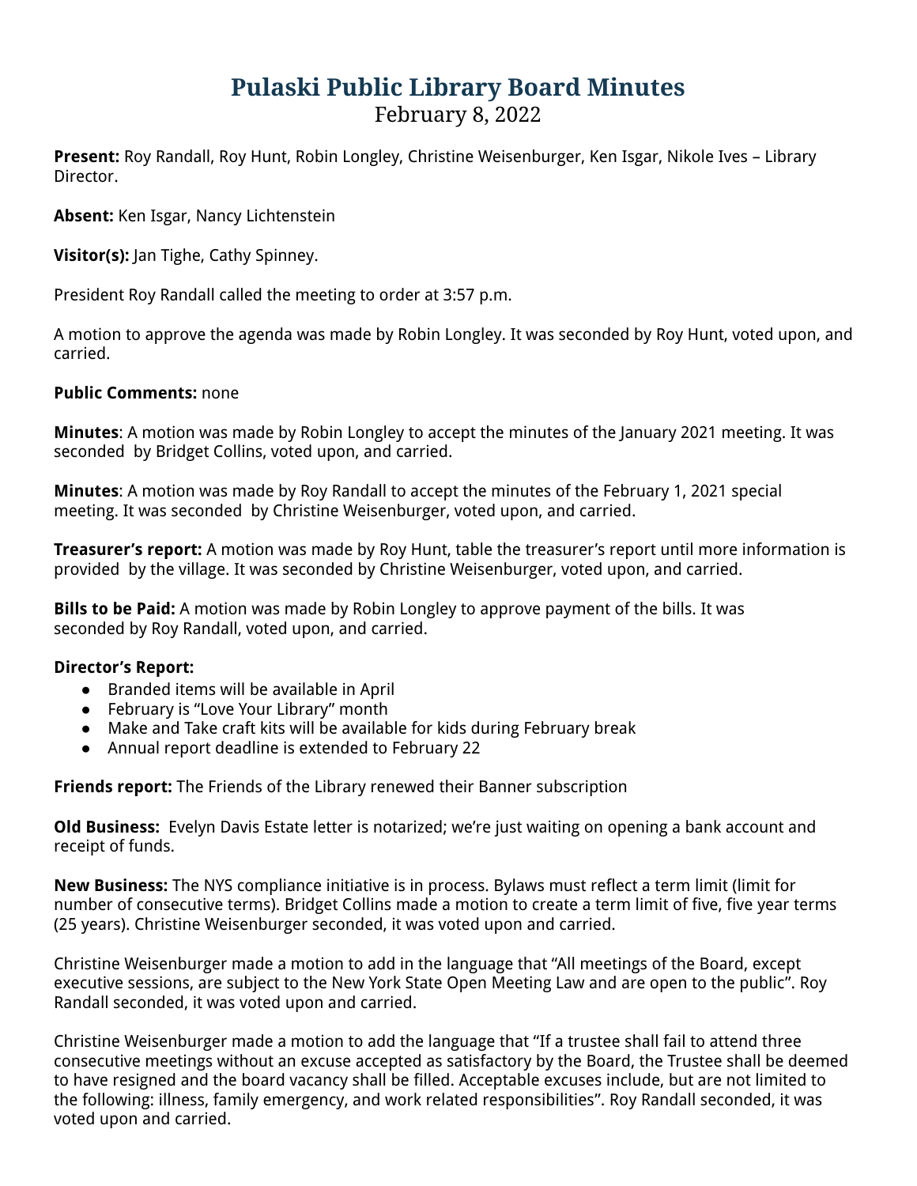# Pulaski Public Library Board Minutes

February 8, 2022

**Present:** Roy Randall, Roy Hunt, Robin Longley, Christine Weisenburger, Ken Isgar, Nikole Ives – Library Director.

**Absent:** Ken Isgar, Nancy Lichtenstein

**Visitor(s):** Jan Tighe, Cathy Spinney.

President Roy Randall called the meeting to order at 3:57 p.m.

A motion to approve the agenda was made by Robin Longley. It was seconded by Roy Hunt, voted upon, and carried.

**Public Comments:** none

**Minutes**: A motion was made by Robin Longley to accept the minutes of the January 2021 meeting. It was seconded by Bridget Collins, voted upon, and carried.

**Minutes**: A motion was made by Roy Randall to accept the minutes of the February 1, 2021 special meeting. It was seconded by Christine Weisenburger, voted upon, and carried.

**Treasurer's report:** A motion was made by Roy Hunt, table the treasurer's report until more information is provided by the village. It was seconded by Christine Weisenburger, voted upon, and carried.

**Bills to be Paid:** A motion was made by Robin Longley to approve payment of the bills. It was seconded by Roy Randall, voted upon, and carried.

**Director's Report:**

- Branded items will be available in April
- February is "Love Your Library" month
- Make and Take craft kits will be available for kids during February break
- Annual report deadline is extended to February 22

**Friends report:** The Friends of the Library renewed their Banner subscription

**Old Business:** Evelyn Davis Estate letter is notarized; we're just waiting on opening a bank account and receipt of funds.

**New Business:** The NYS compliance initiative is in process. Bylaws must reflect a term limit (limit for number of consecutive terms). Bridget Collins made a motion to create a term limit of five, five year terms (25 years). Christine Weisenburger seconded, it was voted upon and carried.

Christine Weisenburger made a motion to add in the language that "All meetings of the Board, except executive sessions, are subject to the New York State Open Meeting Law and are open to the public". Roy Randall seconded, it was voted upon and carried.

Christine Weisenburger made a motion to add the language that "If a trustee shall fail to attend three consecutive meetings without an excuse accepted as satisfactory by the Board, the Trustee shall be deemed to have resigned and the board vacancy shall be filled. Acceptable excuses include, but are not limited to the following: illness, family emergency, and work related responsibilities". Roy Randall seconded, it was voted upon and carried.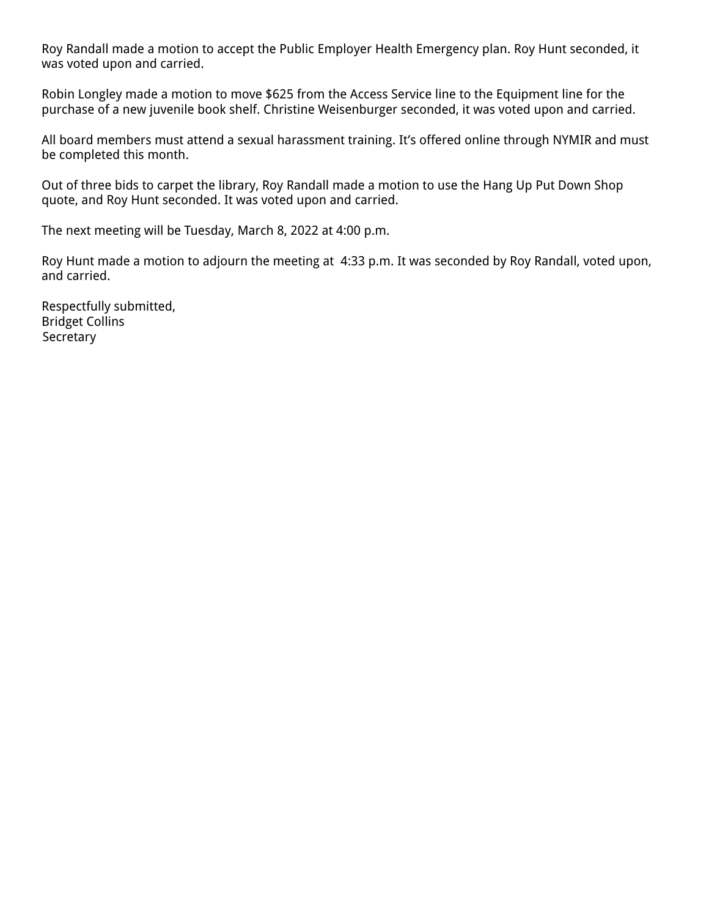Roy Randall made a motion to accept the Public Employer Health Emergency plan. Roy Hunt seconded, it was voted upon and carried.

Robin Longley made a motion to move $625 from the Access Service line to the Equipment line for the purchase of a new juvenile book shelf. Christine Weisenburger seconded, it was voted upon and carried.

All board members must attend a sexual harassment training. It's offered online through NYMIR and must be completed this month.

Out of three bids to carpet the library, Roy Randall made a motion to use the Hang Up Put Down Shop quote, and Roy Hunt seconded. It was voted upon and carried.

The next meeting will be Tuesday, March 8, 2022 at 4:00 p.m.

Roy Hunt made a motion to adjourn the meeting at 4:33 p.m. It was seconded by Roy Randall, voted upon, and carried.

Respectfully submitted,  
Bridget Collins  
Secretary